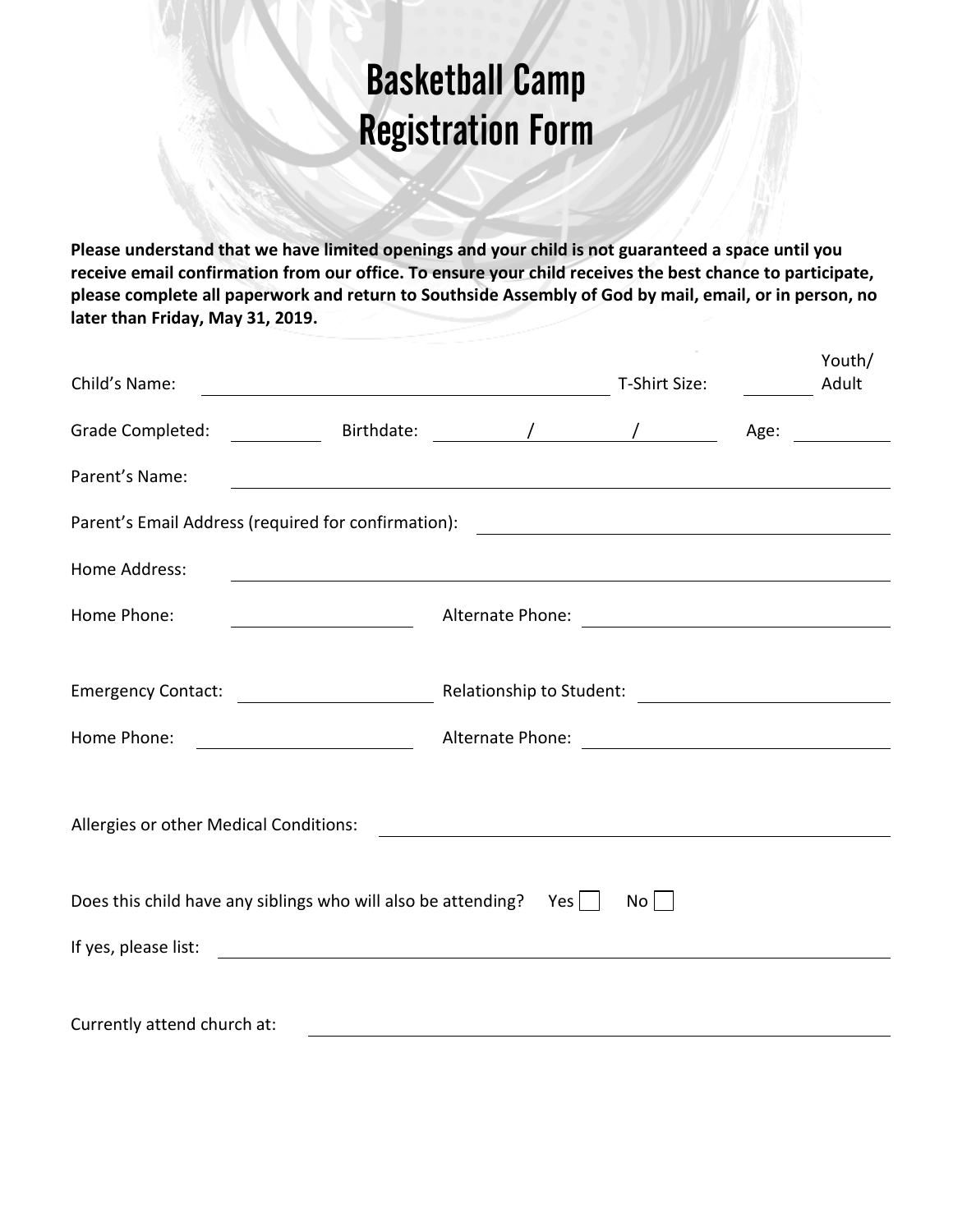# Basketball Camp Registration Form

**Please understand that we have limited openings and your child is not guaranteed a space until you receive email confirmation from our office. To ensure your child receives the best chance to participate, please complete all paperwork and return to Southside Assembly of God by mail, email, or in person, no later than Friday, May 31, 2019.**

Child's Name: ______________________________ T-Shirt Size: ________ Youth/ Adult

Grade Completed: __________ Birthdate: ________ / ________ / ________ Age: __________

Parent's Name: ______________________________

Parent's Email Address (required for confirmation): ______________________________

Home Address: ______________________________

Home Phone: ______________________________ Alternate Phone: ______________________________

Emergency Contact: ______________________________ Relationship to Student: ______________________________

Home Phone: ______________________________ Alternate Phone: ______________________________

Allergies or other Medical Conditions: ______________________________

Does this child have any siblings who will also be attending? Yes ☐ No ☐

If yes, please list: ______________________________

Currently attend church at: ______________________________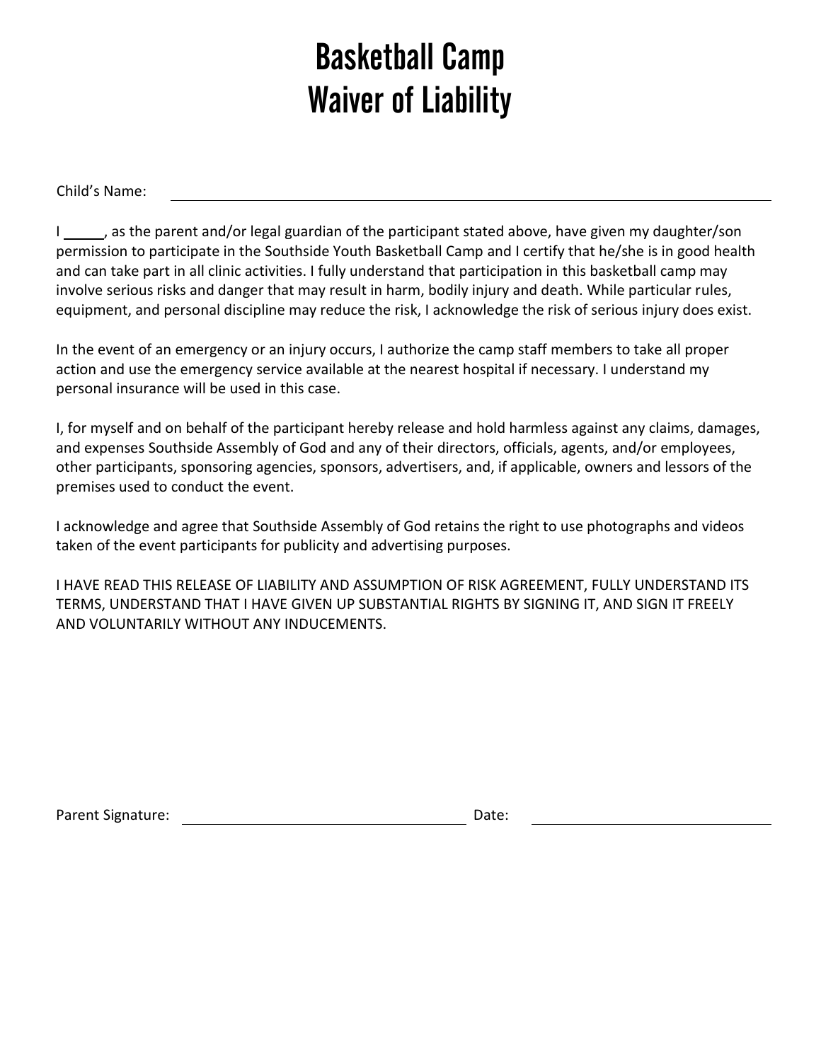# Basketball Camp
# Waiver of Liability

Child's Name: ______________________________________________

I _____, as the parent and/or legal guardian of the participant stated above, have given my daughter/son permission to participate in the Southside Youth Basketball Camp and I certify that he/she is in good health and can take part in all clinic activities. I fully understand that participation in this basketball camp may involve serious risks and danger that may result in harm, bodily injury and death. While particular rules, equipment, and personal discipline may reduce the risk, I acknowledge the risk of serious injury does exist.

In the event of an emergency or an injury occurs, I authorize the camp staff members to take all proper action and use the emergency service available at the nearest hospital if necessary. I understand my personal insurance will be used in this case.

I, for myself and on behalf of the participant hereby release and hold harmless against any claims, damages, and expenses Southside Assembly of God and any of their directors, officials, agents, and/or employees, other participants, sponsoring agencies, sponsors, advertisers, and, if applicable, owners and lessors of the premises used to conduct the event.

I acknowledge and agree that Southside Assembly of God retains the right to use photographs and videos taken of the event participants for publicity and advertising purposes.

I HAVE READ THIS RELEASE OF LIABILITY AND ASSUMPTION OF RISK AGREEMENT, FULLY UNDERSTAND ITS TERMS, UNDERSTAND THAT I HAVE GIVEN UP SUBSTANTIAL RIGHTS BY SIGNING IT, AND SIGN IT FREELY AND VOLUNTARILY WITHOUT ANY INDUCEMENTS.

Parent Signature: ______________________________ Date: ______________________